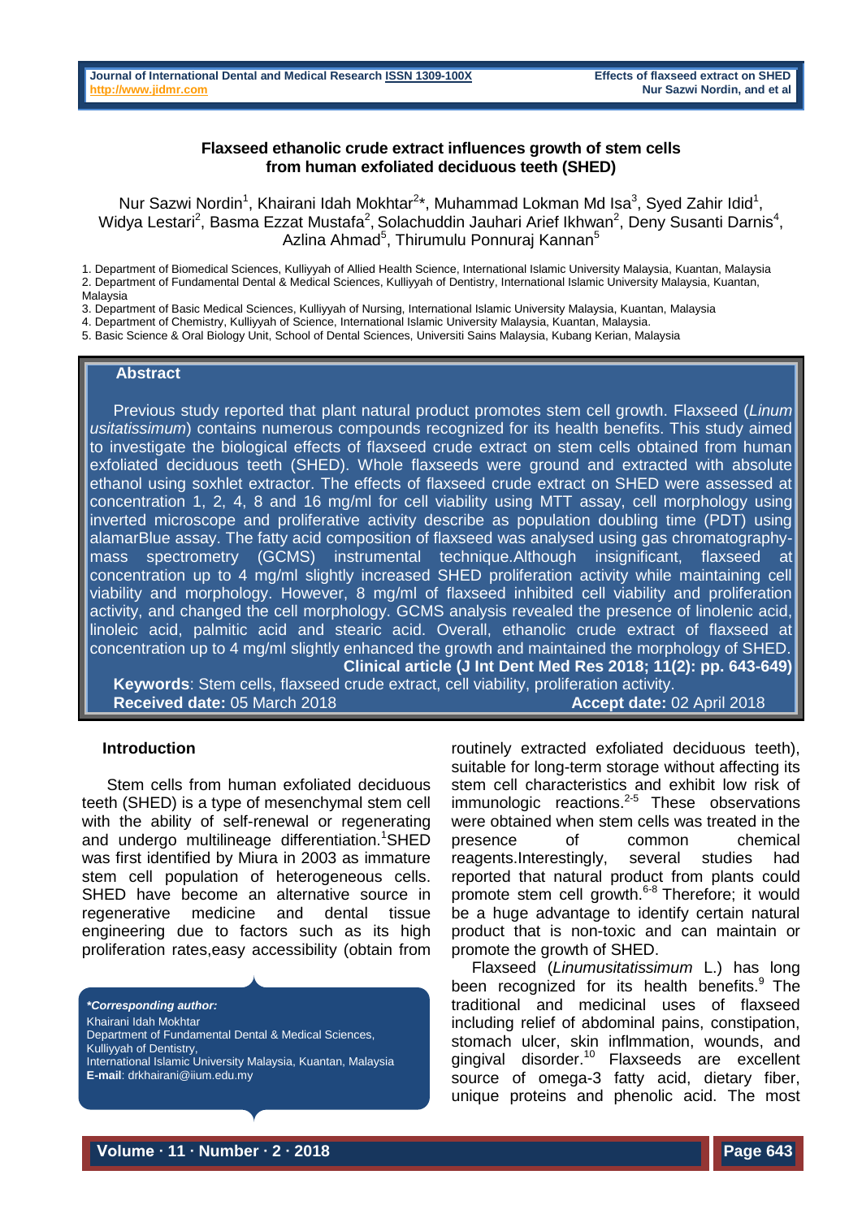# Flaxseed ethanolic crude extract influences growth of stem cells from human exfoliated deciduous teeth (SHED)

Nur Sazwi Nordin[1], Khairani Idah Mokhtar[2]*, Muhammad Lokman Md Isa[3], Syed Zahir Idid[1], Widya Lestari[2], Basma Ezzat Mustafa[2], Solachuddin Jauhari Arief Ikhwan[2], Deny Susanti Darnis[4], Azlina Ahmad[5], Thirumulu Ponnuraj Kannan[5]

1. Department of Biomedical Sciences, Kulliyyah of Allied Health Science, International Islamic University Malaysia, Kuantan, Malaysia
2. Department of Fundamental Dental & Medical Sciences, Kulliyyah of Dentistry, International Islamic University Malaysia, Kuantan, Malaysia
3. Department of Basic Medical Sciences, Kulliyyah of Nursing, International Islamic University Malaysia, Kuantan, Malaysia
4. Department of Chemistry, Kulliyyah of Science, International Islamic University Malaysia, Kuantan, Malaysia.
5. Basic Science & Oral Biology Unit, School of Dental Sciences, Universiti Sains Malaysia, Kubang Kerian, Malaysia

## Abstract

Previous study reported that plant natural product promotes stem cell growth. Flaxseed (*Linum usitatissimum*) contains numerous compounds recognized for its health benefits. This study aimed to investigate the biological effects of flaxseed crude extract on stem cells obtained from human exfoliated deciduous teeth (SHED). Whole flaxseeds were ground and extracted with absolute ethanol using soxhlet extractor. The effects of flaxseed crude extract on SHED were assessed at concentration 1, 2, 4, 8 and 16 mg/ml for cell viability using MTT assay, cell morphology using inverted microscope and proliferative activity describe as population doubling time (PDT) using alamarBlue assay. The fatty acid composition of flaxseed was analysed using gas chromatography-mass spectrometry (GCMS) instrumental technique.Although insignificant, flaxseed at concentration up to 4 mg/ml slightly increased SHED proliferation activity while maintaining cell viability and morphology. However, 8 mg/ml of flaxseed inhibited cell viability and proliferation activity, and changed the cell morphology. GCMS analysis revealed the presence of linolenic acid, linoleic acid, palmitic acid and stearic acid. Overall, ethanolic crude extract of flaxseed at concentration up to 4 mg/ml slightly enhanced the growth and maintained the morphology of SHED.

**Clinical article (J Int Dent Med Res 2018; 11(2): pp. 643-649)**

**Keywords**: Stem cells, flaxseed crude extract, cell viability, proliferation activity.

**Received date:** 05 March 2018 **Accept date:** 02 April 2018

## Introduction

Stem cells from human exfoliated deciduous teeth (SHED) is a type of mesenchymal stem cell with the ability of self-renewal or regenerating and undergo multilineage differentiation.[1]SHED was first identified by Miura in 2003 as immature stem cell population of heterogeneous cells. SHED have become an alternative source in regenerative medicine and dental tissue engineering due to factors such as its high proliferation rates,easy accessibility (obtain from routinely extracted exfoliated deciduous teeth), suitable for long-term storage without affecting its stem cell characteristics and exhibit low risk of immunologic reactions.[2-5] These observations were obtained when stem cells was treated in the presence of common chemical reagents.Interestingly, several studies had reported that natural product from plants could promote stem cell growth.[6-8] Therefore; it would be a huge advantage to identify certain natural product that is non-toxic and can maintain or promote the growth of SHED.

Flaxseed (*Linumusitatissimum* L.) has long been recognized for its health benefits.[9] The traditional and medicinal uses of flaxseed including relief of abdominal pains, constipation, stomach ulcer, skin inflmmation, wounds, and gingival disorder.[10] Flaxseeds are excellent source of omega-3 fatty acid, dietary fiber, unique proteins and phenolic acid. The most

***Corresponding author:***
Khairani Idah Mokhtar
Department of Fundamental Dental & Medical Sciences, Kulliyyah of Dentistry,
International Islamic University Malaysia, Kuantan, Malaysia
**E-mail**: drkhairani@iium.edu.my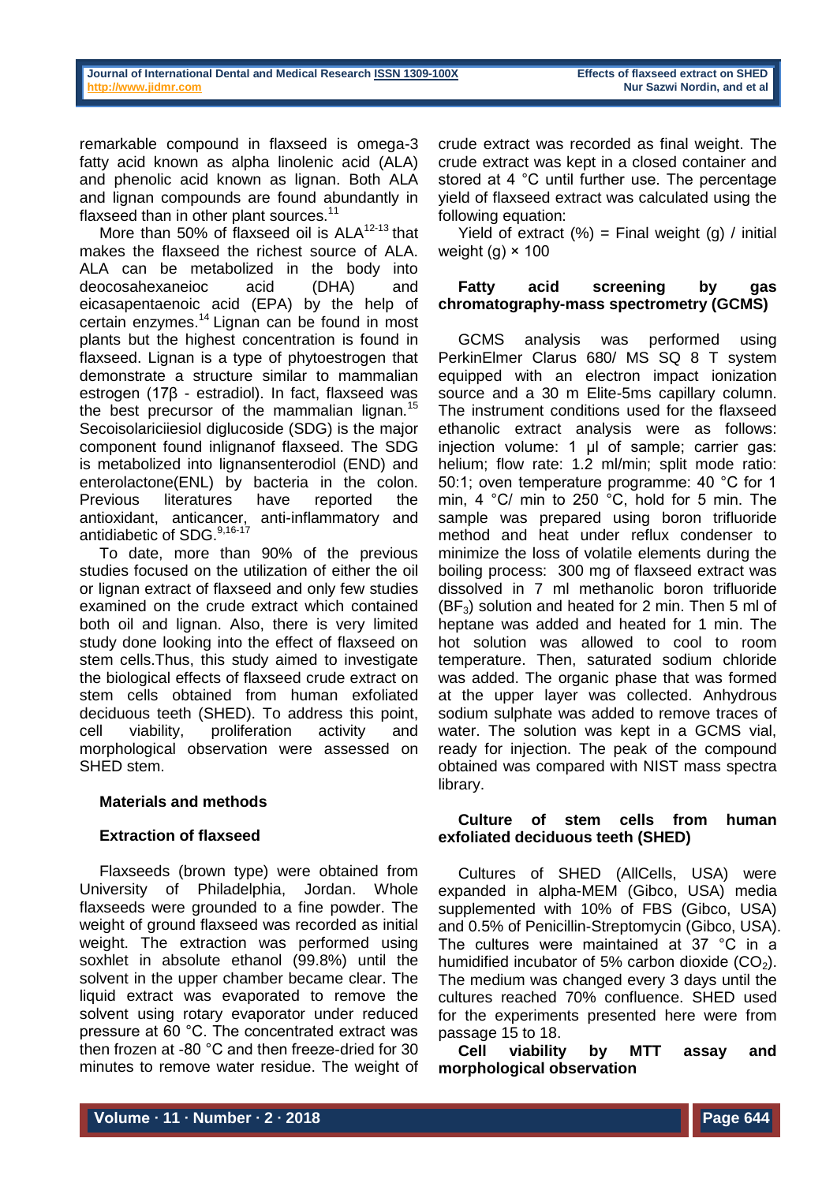remarkable compound in flaxseed is omega-3 fatty acid known as alpha linolenic acid (ALA) and phenolic acid known as lignan. Both ALA and lignan compounds are found abundantly in flaxseed than in other plant sources.[11]

More than 50% of flaxseed oil is ALA[12-13] that makes the flaxseed the richest source of ALA. ALA can be metabolized in the body into deocosahexaneioc acid (DHA) and eicasapentaenoic acid (EPA) by the help of certain enzymes.[14] Lignan can be found in most plants but the highest concentration is found in flaxseed. Lignan is a type of phytoestrogen that demonstrate a structure similar to mammalian estrogen (17β - estradiol). In fact, flaxseed was the best precursor of the mammalian lignan.[15] Secoisolariciiesiol diglucoside (SDG) is the major component found inlignanof flaxseed. The SDG is metabolized into lignansenterodiol (END) and enterolactone(ENL) by bacteria in the colon. Previous literatures have reported the antioxidant, anticancer, anti-inflammatory and antidiabetic of SDG.[9,16-17]

To date, more than 90% of the previous studies focused on the utilization of either the oil or lignan extract of flaxseed and only few studies examined on the crude extract which contained both oil and lignan. Also, there is very limited study done looking into the effect of flaxseed on stem cells.Thus, this study aimed to investigate the biological effects of flaxseed crude extract on stem cells obtained from human exfoliated deciduous teeth (SHED). To address this point, cell viability, proliferation activity and morphological observation were assessed on SHED stem.

## Materials and methods

### Extraction of flaxseed

Flaxseeds (brown type) were obtained from University of Philadelphia, Jordan. Whole flaxseeds were grounded to a fine powder. The weight of ground flaxseed was recorded as initial weight. The extraction was performed using soxhlet in absolute ethanol (99.8%) until the solvent in the upper chamber became clear. The liquid extract was evaporated to remove the solvent using rotary evaporator under reduced pressure at 60 °C. The concentrated extract was then frozen at -80 °C and then freeze-dried for 30 minutes to remove water residue. The weight of crude extract was recorded as final weight. The crude extract was kept in a closed container and stored at 4 °C until further use. The percentage yield of flaxseed extract was calculated using the following equation:

Yield of extract (%) = Final weight (g) / initial weight (g) × 100

### Fatty acid screening by gas chromatography-mass spectrometry (GCMS)

GCMS analysis was performed using PerkinElmer Clarus 680/ MS SQ 8 T system equipped with an electron impact ionization source and a 30 m Elite-5ms capillary column. The instrument conditions used for the flaxseed ethanolic extract analysis were as follows: injection volume: 1 µl of sample; carrier gas: helium; flow rate: 1.2 ml/min; split mode ratio: 50:1; oven temperature programme: 40 °C for 1 min, 4 °C/ min to 250 °C, hold for 5 min. The sample was prepared using boron trifluoride method and heat under reflux condenser to minimize the loss of volatile elements during the boiling process: 300 mg of flaxseed extract was dissolved in 7 ml methanolic boron trifluoride ($BF_3$) solution and heated for 2 min. Then 5 ml of heptane was added and heated for 1 min. The hot solution was allowed to cool to room temperature. Then, saturated sodium chloride was added. The organic phase that was formed at the upper layer was collected. Anhydrous sodium sulphate was added to remove traces of water. The solution was kept in a GCMS vial, ready for injection. The peak of the compound obtained was compared with NIST mass spectra library.

### Culture of stem cells from human exfoliated deciduous teeth (SHED)

Cultures of SHED (AllCells, USA) were expanded in alpha-MEM (Gibco, USA) media supplemented with 10% of FBS (Gibco, USA) and 0.5% of Penicillin-Streptomycin (Gibco, USA). The cultures were maintained at 37 °C in a humidified incubator of 5% carbon dioxide ($CO_2$). The medium was changed every 3 days until the cultures reached 70% confluence. SHED used for the experiments presented here were from passage 15 to 18.

### Cell viability by MTT assay and morphological observation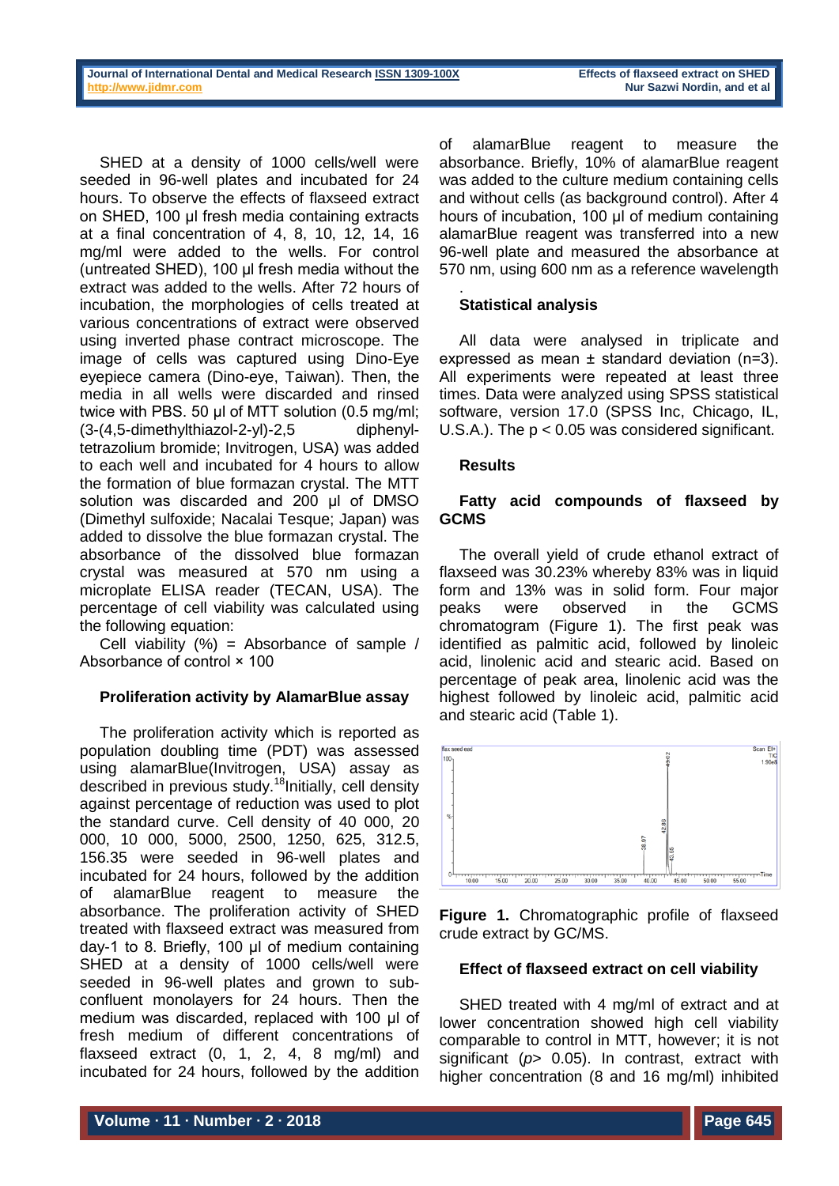SHED at a density of 1000 cells/well were seeded in 96-well plates and incubated for 24 hours. To observe the effects of flaxseed extract on SHED, 100 µl fresh media containing extracts at a final concentration of 4, 8, 10, 12, 14, 16 mg/ml were added to the wells. For control (untreated SHED), 100 µl fresh media without the extract was added to the wells. After 72 hours of incubation, the morphologies of cells treated at various concentrations of extract were observed using inverted phase contract microscope. The image of cells was captured using Dino-Eye eyepiece camera (Dino-eye, Taiwan). Then, the media in all wells were discarded and rinsed twice with PBS. 50 µl of MTT solution (0.5 mg/ml; (3-(4,5-dimethylthiazol-2-yl)-2,5 diphenyl-tetrazolium bromide; Invitrogen, USA) was added to each well and incubated for 4 hours to allow the formation of blue formazan crystal. The MTT solution was discarded and 200 µl of DMSO (Dimethyl sulfoxide; Nacalai Tesque; Japan) was added to dissolve the blue formazan crystal. The absorbance of the dissolved blue formazan crystal was measured at 570 nm using a microplate ELISA reader (TECAN, USA). The percentage of cell viability was calculated using the following equation:

Cell viability (%) = Absorbance of sample / Absorbance of control × 100

### Proliferation activity by AlamarBlue assay

The proliferation activity which is reported as population doubling time (PDT) was assessed using alamarBlue(Invitrogen, USA) assay as described in previous study.[18]Initially, cell density against percentage of reduction was used to plot the standard curve. Cell density of 40 000, 20 000, 10 000, 5000, 2500, 1250, 625, 312.5, 156.35 were seeded in 96-well plates and incubated for 24 hours, followed by the addition of alamarBlue reagent to measure the absorbance. The proliferation activity of SHED treated with flaxseed extract was measured from day-1 to 8. Briefly, 100 µl of medium containing SHED at a density of 1000 cells/well were seeded in 96-well plates and grown to sub-confluent monolayers for 24 hours. Then the medium was discarded, replaced with 100 µl of fresh medium of different concentrations of flaxseed extract (0, 1, 2, 4, 8 mg/ml) and incubated for 24 hours, followed by the addition of alamarBlue reagent to measure the absorbance. Briefly, 10% of alamarBlue reagent was added to the culture medium containing cells and without cells (as background control). After 4 hours of incubation, 100 µl of medium containing alamarBlue reagent was transferred into a new 96-well plate and measured the absorbance at 570 nm, using 600 nm as a reference wavelength.

### Statistical analysis

All data were analysed in triplicate and expressed as mean ± standard deviation (n=3). All experiments were repeated at least three times. Data were analyzed using SPSS statistical software, version 17.0 (SPSS Inc, Chicago, IL, U.S.A.). The $p < 0.05$ was considered significant.

## Results

### Fatty acid compounds of flaxseed by GCMS

The overall yield of crude ethanol extract of flaxseed was 30.23% whereby 83% was in liquid form and 13% was in solid form. Four major peaks were observed in the GCMS chromatogram (Figure 1). The first peak was identified as palmitic acid, followed by linoleic acid, linolenic acid and stearic acid. Based on percentage of peak area, linolenic acid was the highest followed by linoleic acid, palmitic acid and stearic acid (Table 1).

**Figure 1.** Chromatographic profile of flaxseed crude extract by GC/MS.

### Effect of flaxseed extract on cell viability

SHED treated with 4 mg/ml of extract and at lower concentration showed high cell viability comparable to control in MTT, however; it is not significant (*p*> 0.05). In contrast, extract with higher concentration (8 and 16 mg/ml) inhibited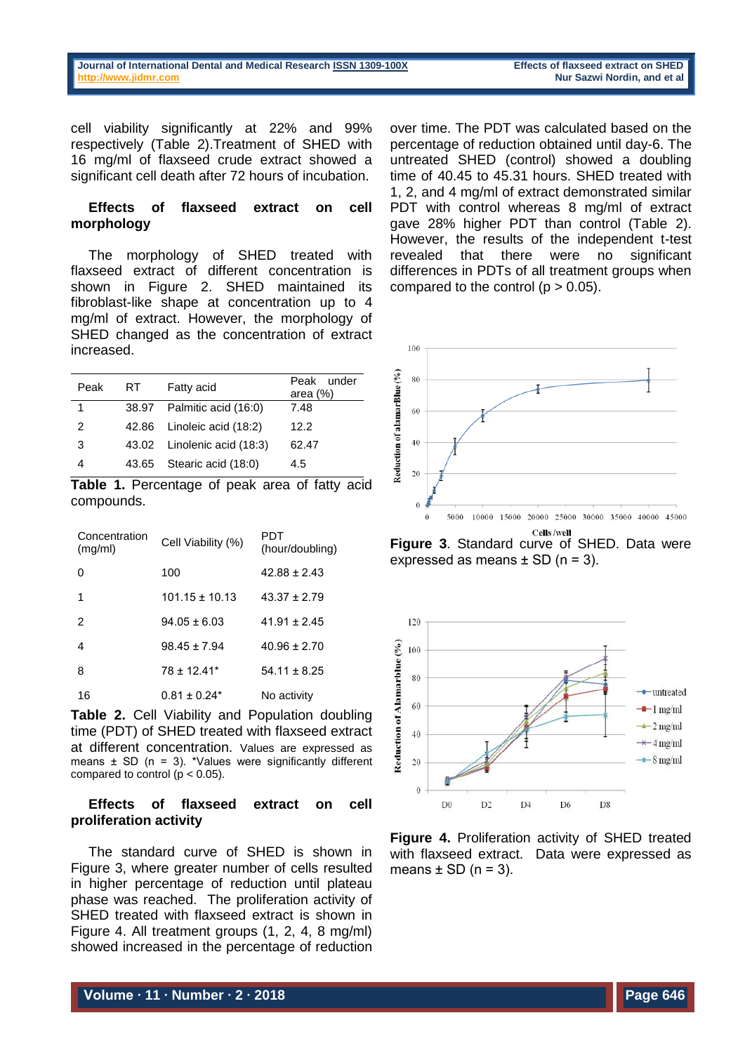cell viability significantly at 22% and 99% respectively (Table 2).Treatment of SHED with 16 mg/ml of flaxseed crude extract showed a significant cell death after 72 hours of incubation.

**Effects of flaxseed extract on cell morphology**

The morphology of SHED treated with flaxseed extract of different concentration is shown in Figure 2. SHED maintained its fibroblast-like shape at concentration up to 4 mg/ml of extract. However, the morphology of SHED changed as the concentration of extract increased.

| Peak | RT | Fatty acid | Peak under area (%) |
|---|---|---|---|
| 1 | 38.97 | Palmitic acid (16:0) | 7.48 |
| 2 | 42.86 | Linoleic acid (18:2) | 12.2 |
| 3 | 43.02 | Linolenic acid (18:3) | 62.47 |
| 4 | 43.65 | Stearic acid (18:0) | 4.5 |

**Table 1.** Percentage of peak area of fatty acid compounds.

| Concentration (mg/ml) | Cell Viability (%) | PDT (hour/doubling) |
|---|---|---|
| 0 | 100 | 42.88 ± 2.43 |
| 1 | 101.15 ± 10.13 | 43.37 ± 2.79 |
| 2 | 94.05 ± 6.03 | 41.91 ± 2.45 |
| 4 | 98.45 ± 7.94 | 40.96 ± 2.70 |
| 8 | 78 ± 12.41* | 54.11 ± 8.25 |
| 16 | 0.81 ± 0.24* | No activity |

**Table 2.** Cell Viability and Population doubling time (PDT) of SHED treated with flaxseed extract at different concentration. Values are expressed as means ± SD (n = 3). *Values were significantly different compared to control ($p < 0.05$).

**Effects of flaxseed extract on cell proliferation activity**

The standard curve of SHED is shown in Figure 3, where greater number of cells resulted in higher percentage of reduction until plateau phase was reached. The proliferation activity of SHED treated with flaxseed extract is shown in Figure 4. All treatment groups (1, 2, 4, 8 mg/ml) showed increased in the percentage of reduction over time. The PDT was calculated based on the percentage of reduction obtained until day-6. The untreated SHED (control) showed a doubling time of 40.45 to 45.31 hours. SHED treated with 1, 2, and 4 mg/ml of extract demonstrated similar PDT with control whereas 8 mg/ml of extract gave 28% higher PDT than control (Table 2). However, the results of the independent t-test revealed that there were no significant differences in PDTs of all treatment groups when compared to the control ($p > 0.05$).

**Figure 3**. Standard curve of SHED. Data were expressed as means ± SD (n = 3).

**Figure 4.** Proliferation activity of SHED treated with flaxseed extract. Data were expressed as means ± SD (n = 3).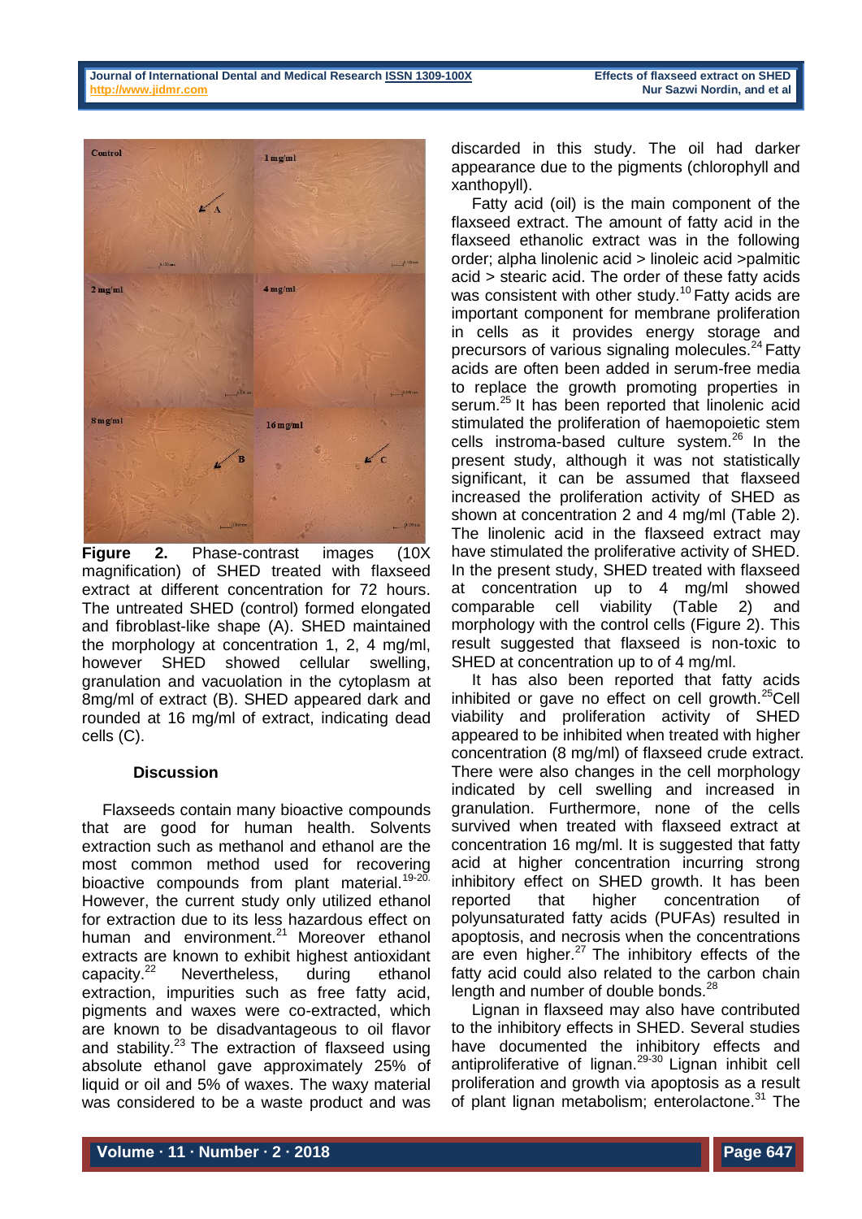**Figure 2.** Phase-contrast images (10X magnification) of SHED treated with flaxseed extract at different concentration for 72 hours. The untreated SHED (control) formed elongated and fibroblast-like shape (A). SHED maintained the morphology at concentration 1, 2, 4 mg/ml, however SHED showed cellular swelling, granulation and vacuolation in the cytoplasm at 8mg/ml of extract (B). SHED appeared dark and rounded at 16 mg/ml of extract, indicating dead cells (C).

## Discussion

Flaxseeds contain many bioactive compounds that are good for human health. Solvents extraction such as methanol and ethanol are the most common method used for recovering bioactive compounds from plant material.[19-20.] However, the current study only utilized ethanol for extraction due to its less hazardous effect on human and environment.[21] Moreover ethanol extracts are known to exhibit highest antioxidant capacity.[22] Nevertheless, during ethanol extraction, impurities such as free fatty acid, pigments and waxes were co-extracted, which are known to be disadvantageous to oil flavor and stability.[23] The extraction of flaxseed using absolute ethanol gave approximately 25% of liquid or oil and 5% of waxes. The waxy material was considered to be a waste product and was discarded in this study. The oil had darker appearance due to the pigments (chlorophyll and xanthopyll).

Fatty acid (oil) is the main component of the flaxseed extract. The amount of fatty acid in the flaxseed ethanolic extract was in the following order; alpha linolenic acid > linoleic acid >palmitic acid > stearic acid. The order of these fatty acids was consistent with other study.[10] Fatty acids are important component for membrane proliferation in cells as it provides energy storage and precursors of various signaling molecules.[24] Fatty acids are often been added in serum-free media to replace the growth promoting properties in serum.[25] It has been reported that linolenic acid stimulated the proliferation of haemopoietic stem cells instroma-based culture system.[26] In the present study, although it was not statistically significant, it can be assumed that flaxseed increased the proliferation activity of SHED as shown at concentration 2 and 4 mg/ml (Table 2). The linolenic acid in the flaxseed extract may have stimulated the proliferative activity of SHED. In the present study, SHED treated with flaxseed at concentration up to 4 mg/ml showed comparable cell viability (Table 2) and morphology with the control cells (Figure 2). This result suggested that flaxseed is non-toxic to SHED at concentration up to of 4 mg/ml.

It has also been reported that fatty acids inhibited or gave no effect on cell growth.[25]Cell viability and proliferation activity of SHED appeared to be inhibited when treated with higher concentration (8 mg/ml) of flaxseed crude extract. There were also changes in the cell morphology indicated by cell swelling and increased in granulation. Furthermore, none of the cells survived when treated with flaxseed extract at concentration 16 mg/ml. It is suggested that fatty acid at higher concentration incurring strong inhibitory effect on SHED growth. It has been reported that higher concentration of polyunsaturated fatty acids (PUFAs) resulted in apoptosis, and necrosis when the concentrations are even higher.[27] The inhibitory effects of the fatty acid could also related to the carbon chain length and number of double bonds.[28]

Lignan in flaxseed may also have contributed to the inhibitory effects in SHED. Several studies have documented the inhibitory effects and antiproliferative of lignan.[29-30] Lignan inhibit cell proliferation and growth via apoptosis as a result of plant lignan metabolism; enterolactone.[31] The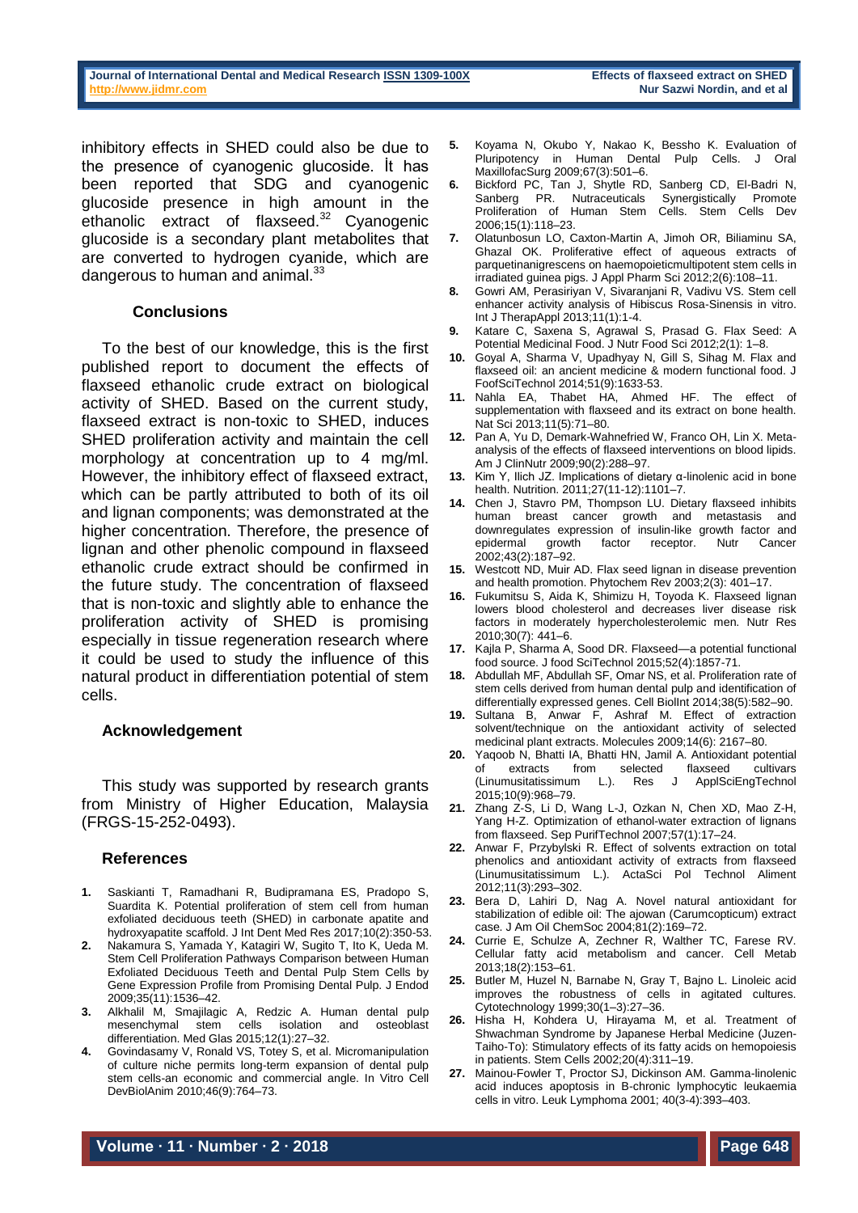inhibitory effects in SHED could also be due to the presence of cyanogenic glucoside. İt has been reported that SDG and cyanogenic glucoside presence in high amount in the ethanolic extract of flaxseed.[32] Cyanogenic glucoside is a secondary plant metabolites that are converted to hydrogen cyanide, which are dangerous to human and animal.[33]

## Conclusions

To the best of our knowledge, this is the first published report to document the effects of flaxseed ethanolic crude extract on biological activity of SHED. Based on the current study, flaxseed extract is non-toxic to SHED, induces SHED proliferation activity and maintain the cell morphology at concentration up to 4 mg/ml. However, the inhibitory effect of flaxseed extract, which can be partly attributed to both of its oil and lignan components; was demonstrated at the higher concentration. Therefore, the presence of lignan and other phenolic compound in flaxseed ethanolic crude extract should be confirmed in the future study. The concentration of flaxseed that is non-toxic and slightly able to enhance the proliferation activity of SHED is promising especially in tissue regeneration research where it could be used to study the influence of this natural product in differentiation potential of stem cells.

## Acknowledgement

This study was supported by research grants from Ministry of Higher Education, Malaysia (FRGS-15-252-0493).

## References

1. Saskianti T, Ramadhani R, Budipramana ES, Pradopo S, Suardita K. Potential proliferation of stem cell from human exfoliated deciduous teeth (SHED) in carbonate apatite and hydroxyapatite scaffold. J Int Dent Med Res 2017;10(2):350-53.
2. Nakamura S, Yamada Y, Katagiri W, Sugito T, Ito K, Ueda M. Stem Cell Proliferation Pathways Comparison between Human Exfoliated Deciduous Teeth and Dental Pulp Stem Cells by Gene Expression Profile from Promising Dental Pulp. J Endod 2009;35(11):1536–42.
3. Alkhalil M, Smajilagic A, Redzic A. Human dental pulp mesenchymal stem cells isolation and osteoblast differentiation. Med Glas 2015;12(1):27–32.
4. Govindasamy V, Ronald VS, Totey S, et al. Micromanipulation of culture niche permits long-term expansion of dental pulp stem cells-an economic and commercial angle. In Vitro Cell DevBiolAnim 2010;46(9):764–73.
5. Koyama N, Okubo Y, Nakao K, Bessho K. Evaluation of Pluripotency in Human Dental Pulp Cells. J Oral MaxillofacSurg 2009;67(3):501–6.
6. Bickford PC, Tan J, Shytle RD, Sanberg CD, El-Badri N, Sanberg PR. Nutraceuticals Synergistically Promote Proliferation of Human Stem Cells. Stem Cells Dev 2006;15(1):118–23.
7. Olatunbosun LO, Caxton-Martin A, Jimoh OR, Biliaminu SA, Ghazal OK. Proliferative effect of aqueous extracts of parquetinanigrescens on haemopoieticmultipotent stem cells in irradiated guinea pigs. J Appl Pharm Sci 2012;2(6):108–11.
8. Gowri AM, Perasiriyan V, Sivaranjani R, Vadivu VS. Stem cell enhancer activity analysis of Hibiscus Rosa-Sinensis in vitro. Int J TherapAppl 2013;11(1):1-4.
9. Katare C, Saxena S, Agrawal S, Prasad G. Flax Seed: A Potential Medicinal Food. J Nutr Food Sci 2012;2(1): 1–8.
10. Goyal A, Sharma V, Upadhyay N, Gill S, Sihag M. Flax and flaxseed oil: an ancient medicine & modern functional food. J FoofSciTechnol 2014;51(9):1633-53.
11. Nahla EA, Thabet HA, Ahmed HF. The effect of supplementation with flaxseed and its extract on bone health. Nat Sci 2013;11(5):71–80.
12. Pan A, Yu D, Demark-Wahnefried W, Franco OH, Lin X. Meta-analysis of the effects of flaxseed interventions on blood lipids. Am J ClinNutr 2009;90(2):288–97.
13. Kim Y, Ilich JZ. Implications of dietary α-linolenic acid in bone health. Nutrition. 2011;27(11-12):1101–7.
14. Chen J, Stavro PM, Thompson LU. Dietary flaxseed inhibits human breast cancer growth and metastasis and downregulates expression of insulin-like growth factor and epidermal growth factor receptor. Nutr Cancer 2002;43(2):187–92.
15. Westcott ND, Muir AD. Flax seed lignan in disease prevention and health promotion. Phytochem Rev 2003;2(3): 401–17.
16. Fukumitsu S, Aida K, Shimizu H, Toyoda K. Flaxseed lignan lowers blood cholesterol and decreases liver disease risk factors in moderately hypercholesterolemic men. Nutr Res 2010;30(7): 441–6.
17. Kajla P, Sharma A, Sood DR. Flaxseed—a potential functional food source. J food SciTechnol 2015;52(4):1857-71.
18. Abdullah MF, Abdullah SF, Omar NS, et al. Proliferation rate of stem cells derived from human dental pulp and identification of differentially expressed genes. Cell BiolInt 2014;38(5):582–90.
19. Sultana B, Anwar F, Ashraf M. Effect of extraction solvent/technique on the antioxidant activity of selected medicinal plant extracts. Molecules 2009;14(6): 2167–80.
20. Yaqoob N, Bhatti IA, Bhatti HN, Jamil A. Antioxidant potential of extracts from selected flaxseed cultivars (Linumusitatissimum L.). Res J ApplSciEngTechnol 2015;10(9):968–79.
21. Zhang Z-S, Li D, Wang L-J, Ozkan N, Chen XD, Mao Z-H, Yang H-Z. Optimization of ethanol-water extraction of lignans from flaxseed. Sep PurifTechnol 2007;57(1):17–24.
22. Anwar F, Przybylski R. Effect of solvents extraction on total phenolics and antioxidant activity of extracts from flaxseed (Linumusitatissimum L.). ActaSci Pol Technol Aliment 2012;11(3):293–302.
23. Bera D, Lahiri D, Nag A. Novel natural antioxidant for stabilization of edible oil: The ajowan (Carumcopticum) extract case. J Am Oil ChemSoc 2004;81(2):169–72.
24. Currie E, Schulze A, Zechner R, Walther TC, Farese RV. Cellular fatty acid metabolism and cancer. Cell Metab 2013;18(2):153–61.
25. Butler M, Huzel N, Barnabe N, Gray T, Bajno L. Linoleic acid improves the robustness of cells in agitated cultures. Cytotechnology 1999;30(1–3):27–36.
26. Hisha H, Kohdera U, Hirayama M, et al. Treatment of Shwachman Syndrome by Japanese Herbal Medicine (Juzen-Taiho-To): Stimulatory effects of its fatty acids on hemopoiesis in patients. Stem Cells 2002;20(4):311–19.
27. Mainou-Fowler T, Proctor SJ, Dickinson AM. Gamma-linolenic acid induces apoptosis in B-chronic lymphocytic leukaemia cells in vitro. Leuk Lymphoma 2001; 40(3-4):393–403.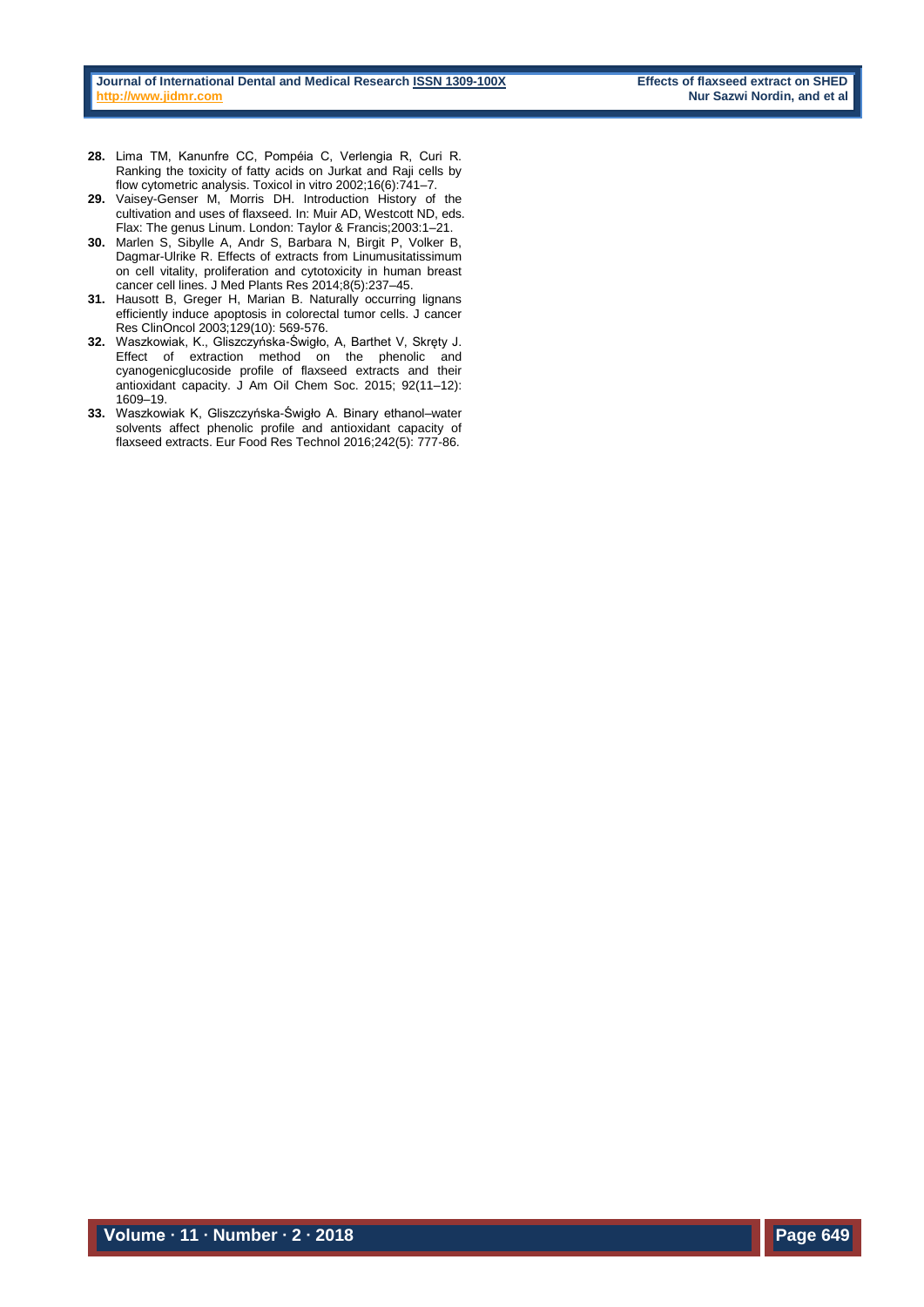28. Lima TM, Kanunfre CC, Pompéia C, Verlengia R, Curi R. Ranking the toxicity of fatty acids on Jurkat and Raji cells by flow cytometric analysis. Toxicol in vitro 2002;16(6):741–7.
29. Vaisey-Genser M, Morris DH. Introduction History of the cultivation and uses of flaxseed. In: Muir AD, Westcott ND, eds. Flax: The genus Linum. London: Taylor & Francis;2003:1–21.
30. Marlen S, Sibylle A, Andr S, Barbara N, Birgit P, Volker B, Dagmar-Ulrike R. Effects of extracts from Linumusitatissimum on cell vitality, proliferation and cytotoxicity in human breast cancer cell lines. J Med Plants Res 2014;8(5):237–45.
31. Hausott B, Greger H, Marian B. Naturally occurring lignans efficiently induce apoptosis in colorectal tumor cells. J cancer Res ClinOncol 2003;129(10): 569-576.
32. Waszkowiak, K., Gliszczyńska-Świgło, A, Barthet V, Skręty J. Effect of extraction method on the phenolic and cyanogenicglucoside profile of flaxseed extracts and their antioxidant capacity. J Am Oil Chem Soc. 2015; 92(11–12): 1609–19.
33. Waszkowiak K, Gliszczyńska-Świgło A. Binary ethanol–water solvents affect phenolic profile and antioxidant capacity of flaxseed extracts. Eur Food Res Technol 2016;242(5): 777-86.